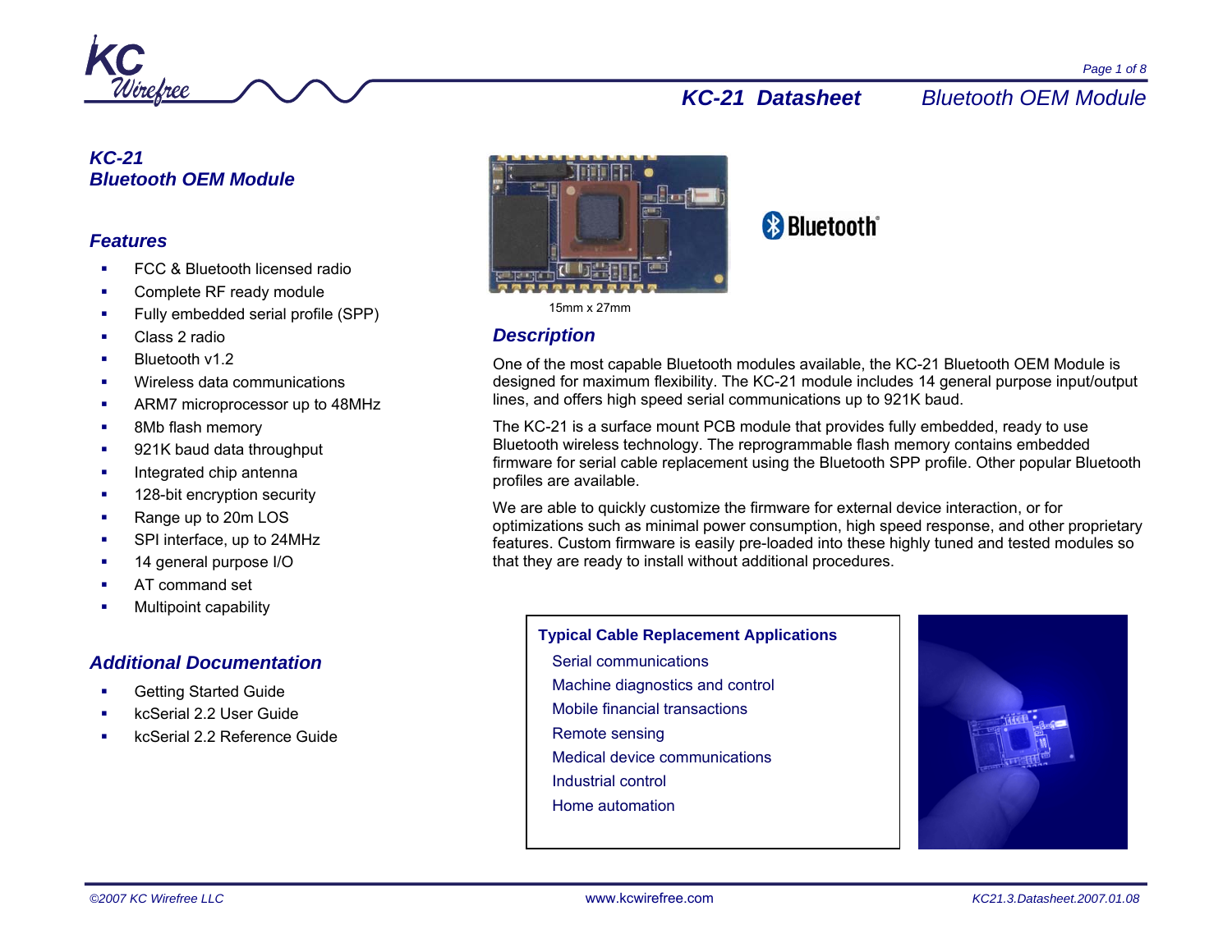# KC-21
# Bluetooth OEM Module

## Features

- FCC & Bluetooth licensed radio
- Complete RF ready module
- Fully embedded serial profile (SPP)
- Class 2 radio
- Bluetooth v1.2
- Wireless data communications
- ARM7 microprocessor up to 48MHz
- 8Mb flash memory
- 921K baud data throughput
- Integrated chip antenna
- 128-bit encryption security
- Range up to 20m LOS
- SPI interface, up to 24MHz
- 14 general purpose I/O
- AT command set
- Multipoint capability

## Additional Documentation

- Getting Started Guide
- kcSerial 2.2 User Guide
- kcSerial 2.2 Reference Guide

15mm x 27mm

## Description

One of the most capable Bluetooth modules available, the KC-21 Bluetooth OEM Module is designed for maximum flexibility. The KC-21 module includes 14 general purpose input/output lines, and offers high speed serial communications up to 921K baud.

The KC-21 is a surface mount PCB module that provides fully embedded, ready to use Bluetooth wireless technology. The reprogrammable flash memory contains embedded firmware for serial cable replacement using the Bluetooth SPP profile. Other popular Bluetooth profiles are available.

We are able to quickly customize the firmware for external device interaction, or for optimizations such as minimal power consumption, high speed response, and other proprietary features. Custom firmware is easily pre-loaded into these highly tuned and tested modules so that they are ready to install without additional procedures.

**Typical Cable Replacement Applications**

- Serial communications
- Machine diagnostics and control
- Mobile financial transactions
- Remote sensing
- Medical device communications
- Industrial control
- Home automation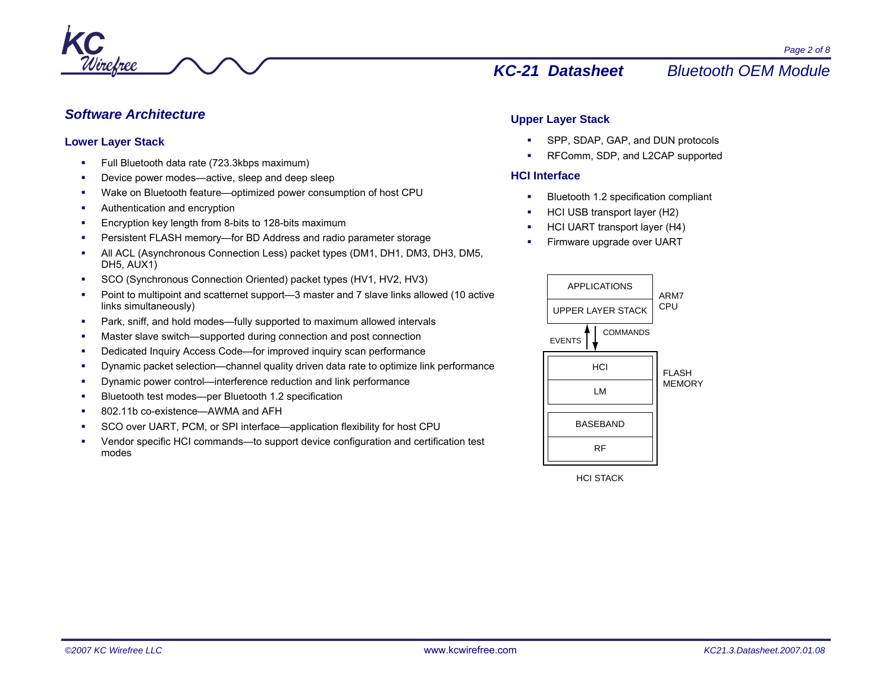## Software Architecture

### Lower Layer Stack

- Full Bluetooth data rate (723.3kbps maximum)
- Device power modes—active, sleep and deep sleep
- Wake on Bluetooth feature—optimized power consumption of host CPU
- Authentication and encryption
- Encryption key length from 8-bits to 128-bits maximum
- Persistent FLASH memory—for BD Address and radio parameter storage
- All ACL (Asynchronous Connection Less) packet types (DM1, DH1, DM3, DH3, DM5, DH5, AUX1)
- SCO (Synchronous Connection Oriented) packet types (HV1, HV2, HV3)
- Point to multipoint and scatternet support—3 master and 7 slave links allowed (10 active links simultaneously)
- Park, sniff, and hold modes—fully supported to maximum allowed intervals
- Master slave switch—supported during connection and post connection
- Dedicated Inquiry Access Code—for improved inquiry scan performance
- Dynamic packet selection—channel quality driven data rate to optimize link performance
- Dynamic power control—interference reduction and link performance
- Bluetooth test modes—per Bluetooth 1.2 specification
- 802.11b co-existence—AWMA and AFH
- SCO over UART, PCM, or SPI interface—application flexibility for host CPU
- Vendor specific HCI commands—to support device configuration and certification test modes

### Upper Layer Stack

- SPP, SDAP, GAP, and DUN protocols
- RFComm, SDP, and L2CAP supported

### HCI Interface

- Bluetooth 1.2 specification compliant
- HCI USB transport layer (H2)
- HCI UART transport layer (H4)
- Firmware upgrade over UART

APPLICATIONS
UPPER LAYER STACK
ARM7 CPU

EVENTS ↑ ↓ COMMANDS

HCI
LM
BASEBAND
RF
FLASH MEMORY

HCI STACK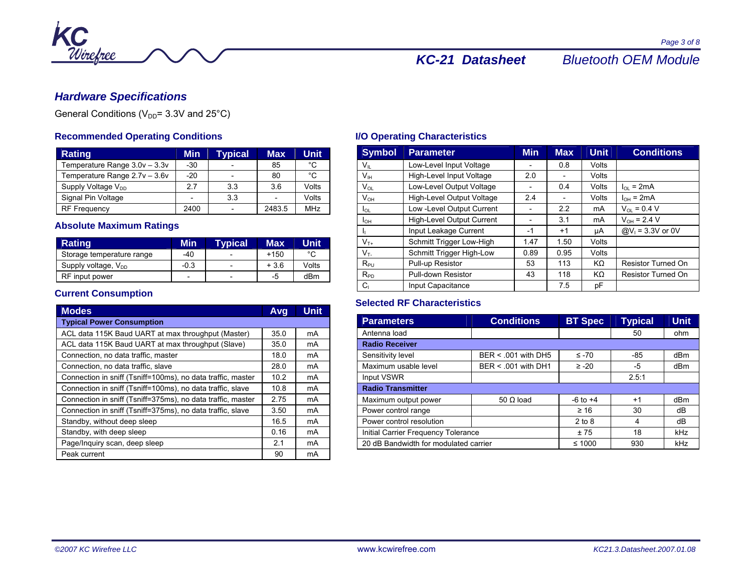## Hardware Specifications

General Conditions ($V_{DD}$= 3.3V and 25°C)

### Recommended Operating Conditions

| Rating | Min | Typical | Max | Unit |
|---|---|---|---|---|
| Temperature Range 3.0v – 3.3v | -30 | - | 85 | °C |
| Temperature Range 2.7v – 3.6v | -20 | - | 80 | °C |
| Supply Voltage $V_{DD}$ | 2.7 | 3.3 | 3.6 | Volts |
| Signal Pin Voltage | - | 3.3 | - | Volts |
| RF Frequency | 2400 | - | 2483.5 | MHz |

### Absolute Maximum Ratings

| Rating | Min | Typical | Max | Unit |
|---|---|---|---|---|
| Storage temperature range | -40 | - | +150 | °C |
| Supply voltage, $V_{DD}$ | -0.3 | - | + 3.6 | Volts |
| RF input power | - | - | -5 | dBm |

### Current Consumption

| Modes | Avg | Unit |
|---|---|---|
| **Typical Power Consumption** | | |
| ACL data 115K Baud UART at max throughput (Master) | 35.0 | mA |
| ACL data 115K Baud UART at max throughput (Slave) | 35.0 | mA |
| Connection, no data traffic, master | 18.0 | mA |
| Connection, no data traffic, slave | 28.0 | mA |
| Connection in sniff (Tsniff=100ms), no data traffic, master | 10.2 | mA |
| Connection in sniff (Tsniff=100ms), no data traffic, slave | 10.8 | mA |
| Connection in sniff (Tsniff=375ms), no data traffic, master | 2.75 | mA |
| Connection in sniff (Tsniff=375ms), no data traffic, slave | 3.50 | mA |
| Standby, without deep sleep | 16.5 | mA |
| Standby, with deep sleep | 0.16 | mA |
| Page/Inquiry scan, deep sleep | 2.1 | mA |
| Peak current | 90 | mA |

### I/O Operating Characteristics

| Symbol | Parameter | Min | Max | Unit | Conditions |
|---|---|---|---|---|---|
| $V_{IL}$ | Low-Level Input Voltage | - | 0.8 | Volts | |
| $V_{IH}$ | High-Level Input Voltage | 2.0 | - | Volts | |
| $V_{OL}$ | Low-Level Output Voltage | - | 0.4 | Volts | $I_{OL}$ = 2mA |
| $V_{OH}$ | High-Level Output Voltage | 2.4 | - | Volts | $I_{OH}$ = 2mA |
| $I_{OL}$ | Low -Level Output Current | - | 2.2 | mA | $V_{OL}$ = 0.4 V |
| $I_{OH}$ | High-Level Output Current | - | 3.1 | mA | $V_{OH}$ = 2.4 V |
| $I_I$ | Input Leakage Current | -1 | +1 | µA | @$V_I$ = 3.3V or 0V |
| $V_{T+}$ | Schmitt Trigger Low-High | 1.47 | 1.50 | Volts | |
| $V_{T-}$ | Schmitt Trigger High-Low | 0.89 | 0.95 | Volts | |
| $R_{PU}$ | Pull-up Resistor | 53 | 113 | KΩ | Resistor Turned On |
| $R_{PD}$ | Pull-down Resistor | 43 | 118 | KΩ | Resistor Turned On |
| $C_I$ | Input Capacitance | | 7.5 | pF | |

### Selected RF Characteristics

| Parameters | Conditions | BT Spec | Typical | Unit |
|---|---|---|---|---|
| Antenna load | | | 50 | ohm |
| **Radio Receiver** | | | | |
| Sensitivity level | BER < .001 with DH5 | ≤ -70 | -85 | dBm |
| Maximum usable level | BER < .001 with DH1 | ≥ -20 | -5 | dBm |
| Input VSWR | | | 2.5:1 | |
| **Radio Transmitter** | | | | |
| Maximum output power | 50 Ω load | -6 to +4 | +1 | dBm |
| Power control range | | ≥ 16 | 30 | dB |
| Power control resolution | | 2 to 8 | 4 | dB |
| Initial Carrier Frequency Tolerance | | ± 75 | 18 | kHz |
| 20 dB Bandwidth for modulated carrier | | ≤ 1000 | 930 | kHz |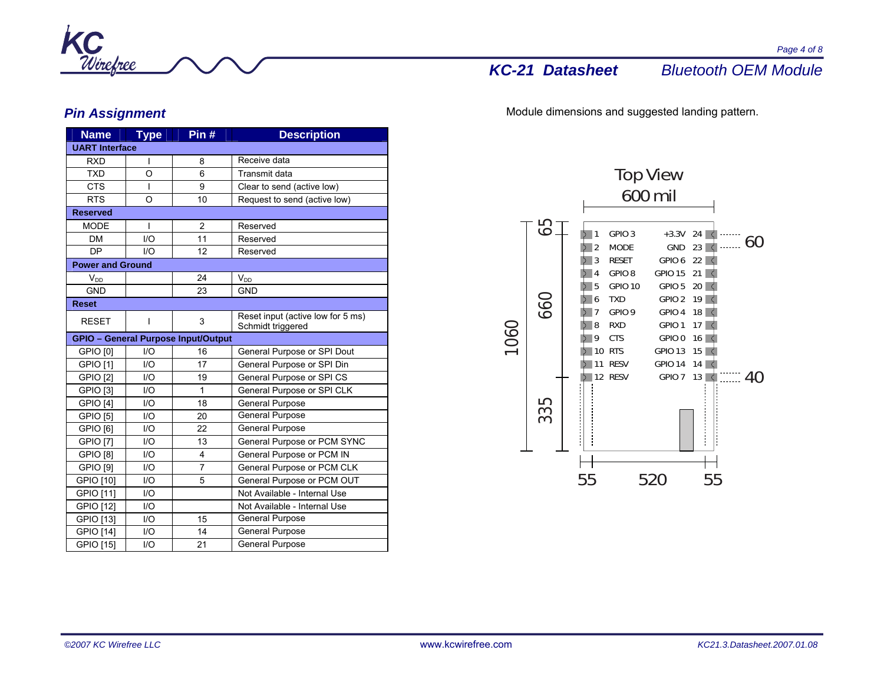## Pin Assignment

| Name | Type | Pin # | Description |
|---|---|---|---|
| **UART Interface** | | | |
| RXD | I | 8 | Receive data |
| TXD | O | 6 | Transmit data |
| CTS | I | 9 | Clear to send (active low) |
| RTS | O | 10 | Request to send (active low) |
| **Reserved** | | | |
| MODE | I | 2 | Reserved |
| DM | I/O | 11 | Reserved |
| DP | I/O | 12 | Reserved |
| **Power and Ground** | | | |
| $V_{DD}$ | | 24 | $V_{DD}$ |
| GND | | 23 | GND |
| **Reset** | | | |
| RESET | I | 3 | Reset input (active low for 5 ms) Schmidt triggered |
| **GPIO – General Purpose Input/Output** | | | |
| GPIO [0] | I/O | 16 | General Purpose or SPI Dout |
| GPIO [1] | I/O | 17 | General Purpose or SPI Din |
| GPIO [2] | I/O | 19 | General Purpose or SPI CS |
| GPIO [3] | I/O | 1 | General Purpose or SPI CLK |
| GPIO [4] | I/O | 18 | General Purpose |
| GPIO [5] | I/O | 20 | General Purpose |
| GPIO [6] | I/O | 22 | General Purpose |
| GPIO [7] | I/O | 13 | General Purpose or PCM SYNC |
| GPIO [8] | I/O | 4 | General Purpose or PCM IN |
| GPIO [9] | I/O | 7 | General Purpose or PCM CLK |
| GPIO [10] | I/O | 5 | General Purpose or PCM OUT |
| GPIO [11] | I/O | | Not Available - Internal Use |
| GPIO [12] | I/O | | Not Available - Internal Use |
| GPIO [13] | I/O | 15 | General Purpose |
| GPIO [14] | I/O | 14 | General Purpose |
| GPIO [15] | I/O | 21 | General Purpose |

Module dimensions and suggested landing pattern.

Top View

600 mil

| Pin | Name | Name | Pin |
|---|---|---|---|
| 1 | GPIO 3 | +3.3V | 24 |
| 2 | MODE | GND | 23 |
| 3 | RESET | GPIO 6 | 22 |
| 4 | GPIO 8 | GPIO 15 | 21 |
| 5 | GPIO 10 | GPIO 5 | 20 |
| 6 | TXD | GPIO 2 | 19 |
| 7 | GPIO 9 | GPIO 4 | 18 |
| 8 | RXD | GPIO 1 | 17 |
| 9 | CTS | GPIO 0 | 16 |
| 10 | RTS | GPIO 13 | 15 |
| 11 | RESV | GPIO 14 | 14 |
| 12 | RESV | GPIO 7 | 13 |

Dimensions: 1060, 65, 660, 335, 60, 40, 55, 520, 55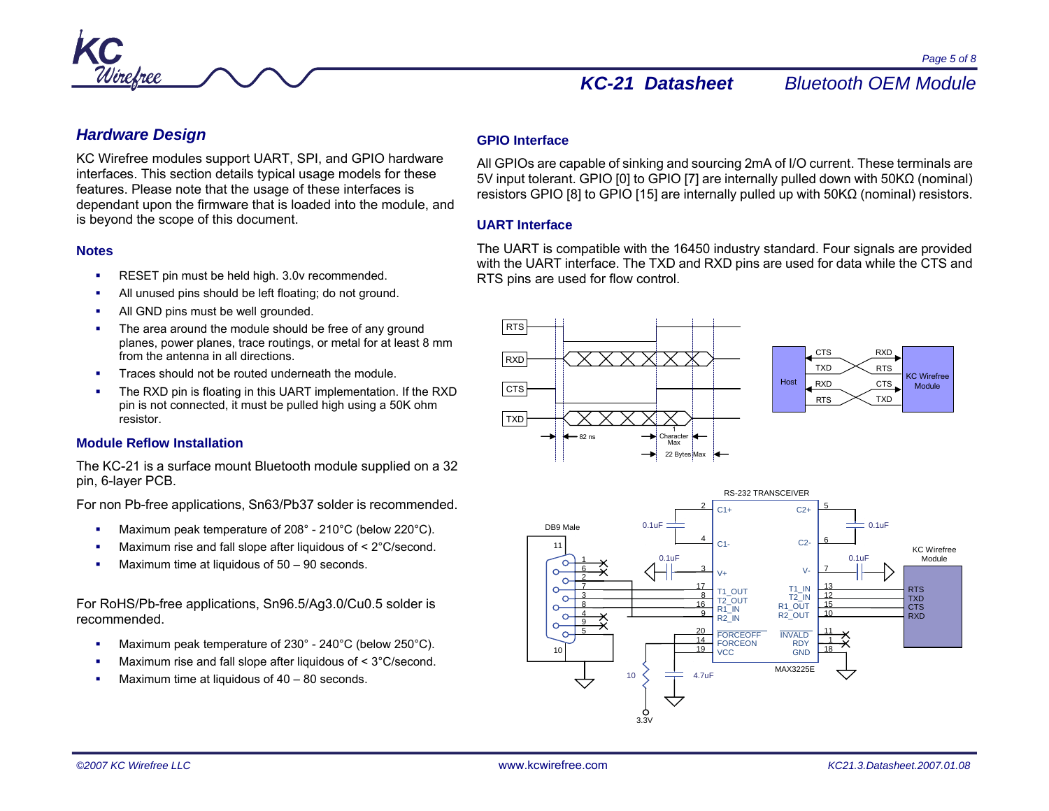## Hardware Design

KC Wirefree modules support UART, SPI, and GPIO hardware interfaces. This section details typical usage models for these features. Please note that the usage of these interfaces is dependant upon the firmware that is loaded into the module, and is beyond the scope of this document.

### Notes

- RESET pin must be held high. 3.0v recommended.
- All unused pins should be left floating; do not ground.
- All GND pins must be well grounded.
- The area around the module should be free of any ground planes, power planes, trace routings, or metal for at least 8 mm from the antenna in all directions.
- Traces should not be routed underneath the module.
- The RXD pin is floating in this UART implementation. If the RXD pin is not connected, it must be pulled high using a 50K ohm resistor.

### Module Reflow Installation

The KC-21 is a surface mount Bluetooth module supplied on a 32 pin, 6-layer PCB.

For non Pb-free applications, Sn63/Pb37 solder is recommended.

- Maximum peak temperature of 208° - 210°C (below 220°C).
- Maximum rise and fall slope after liquidous of < 2°C/second.
- Maximum time at liquidous of 50 – 90 seconds.

For RoHS/Pb-free applications, Sn96.5/Ag3.0/Cu0.5 solder is recommended.

- Maximum peak temperature of 230° - 240°C (below 250°C).
- Maximum rise and fall slope after liquidous of < 3°C/second.
- Maximum time at liquidous of 40 – 80 seconds.

### GPIO Interface

All GPIOs are capable of sinking and sourcing 2mA of I/O current. These terminals are 5V input tolerant. GPIO [0] to GPIO [7] are internally pulled down with 50KΩ (nominal) resistors GPIO [8] to GPIO [15] are internally pulled up with 50KΩ (nominal) resistors.

### UART Interface

The UART is compatible with the 16450 industry standard. Four signals are provided with the UART interface. The TXD and RXD pins are used for data while the CTS and RTS pins are used for flow control.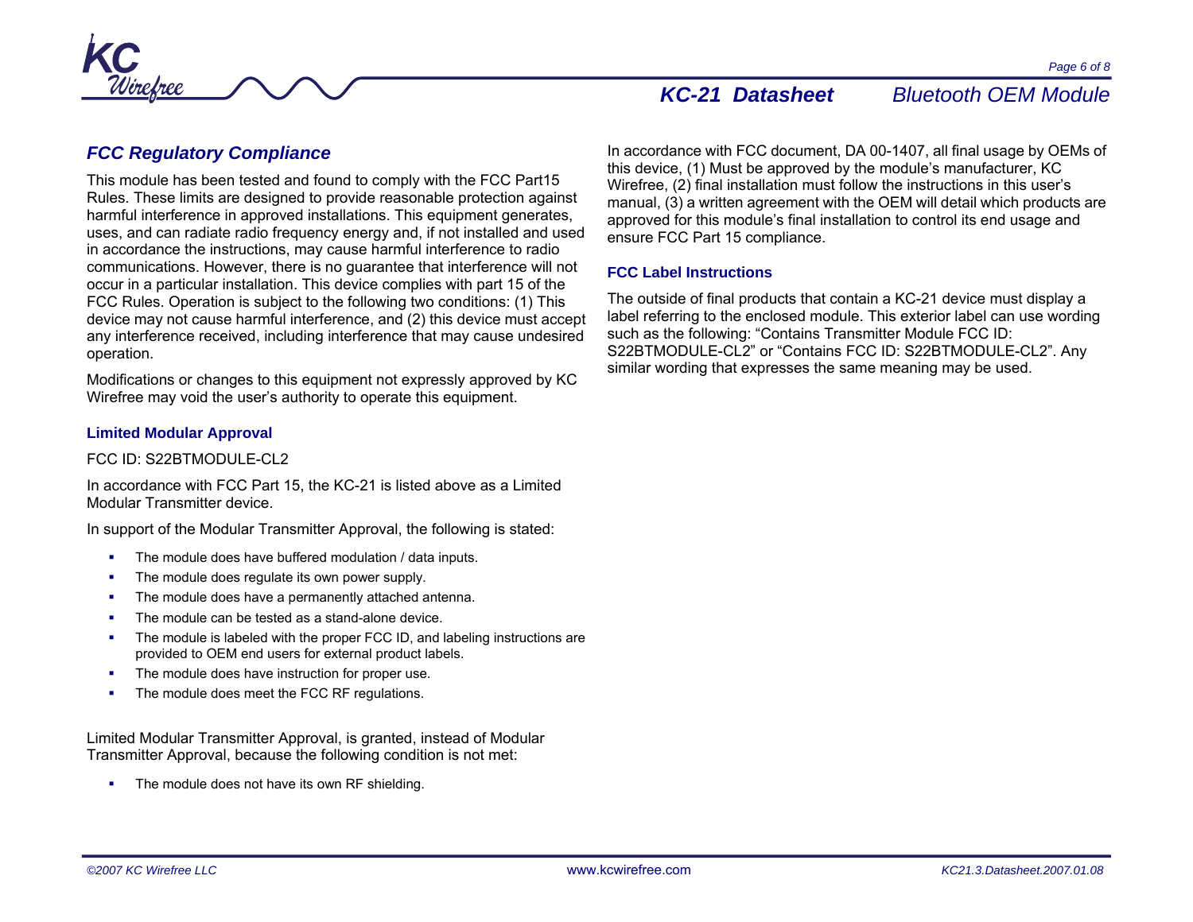## FCC Regulatory Compliance

This module has been tested and found to comply with the FCC Part15 Rules. These limits are designed to provide reasonable protection against harmful interference in approved installations. This equipment generates, uses, and can radiate radio frequency energy and, if not installed and used in accordance the instructions, may cause harmful interference to radio communications. However, there is no guarantee that interference will not occur in a particular installation. This device complies with part 15 of the FCC Rules. Operation is subject to the following two conditions: (1) This device may not cause harmful interference, and (2) this device must accept any interference received, including interference that may cause undesired operation.

Modifications or changes to this equipment not expressly approved by KC Wirefree may void the user's authority to operate this equipment.

### Limited Modular Approval

FCC ID: S22BTMODULE-CL2

In accordance with FCC Part 15, the KC-21 is listed above as a Limited Modular Transmitter device.

In support of the Modular Transmitter Approval, the following is stated:

- The module does have buffered modulation / data inputs.
- The module does regulate its own power supply.
- The module does have a permanently attached antenna.
- The module can be tested as a stand-alone device.
- The module is labeled with the proper FCC ID, and labeling instructions are provided to OEM end users for external product labels.
- The module does have instruction for proper use.
- The module does meet the FCC RF regulations.

Limited Modular Transmitter Approval, is granted, instead of Modular Transmitter Approval, because the following condition is not met:

- The module does not have its own RF shielding.

In accordance with FCC document, DA 00-1407, all final usage by OEMs of this device, (1) Must be approved by the module's manufacturer, KC Wirefree, (2) final installation must follow the instructions in this user's manual, (3) a written agreement with the OEM will detail which products are approved for this module's final installation to control its end usage and ensure FCC Part 15 compliance.

### FCC Label Instructions

The outside of final products that contain a KC-21 device must display a label referring to the enclosed module. This exterior label can use wording such as the following: "Contains Transmitter Module FCC ID: S22BTMODULE-CL2" or "Contains FCC ID: S22BTMODULE-CL2". Any similar wording that expresses the same meaning may be used.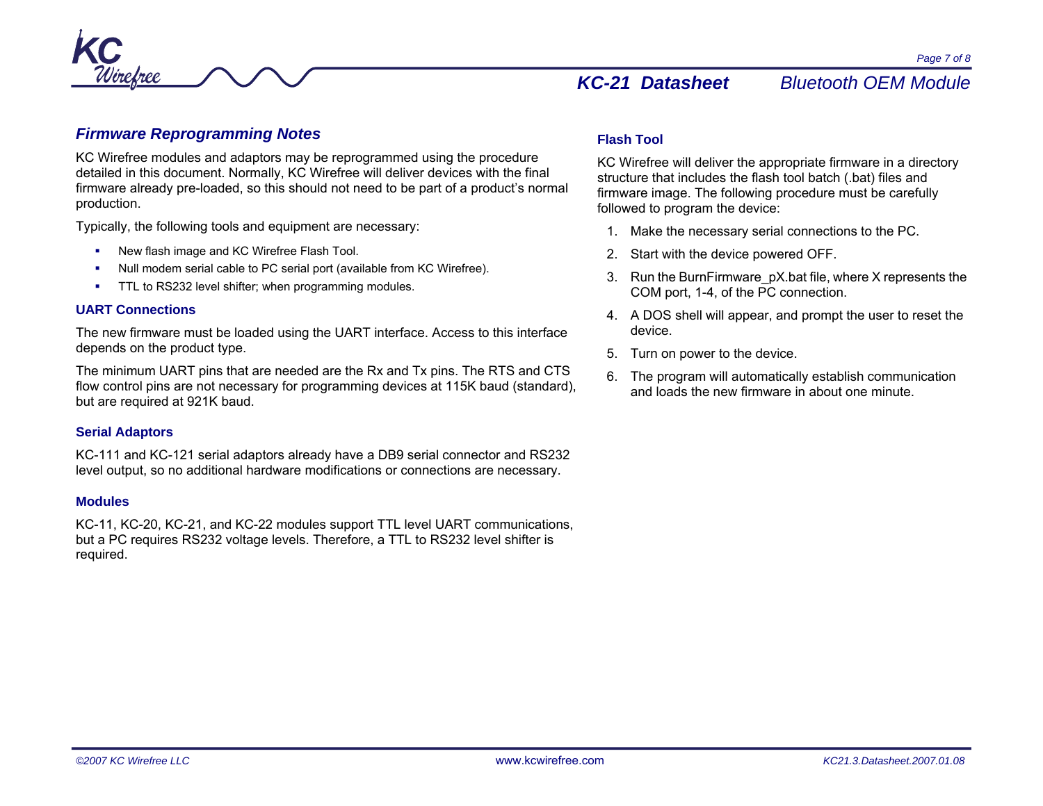## Firmware Reprogramming Notes

KC Wirefree modules and adaptors may be reprogrammed using the procedure detailed in this document. Normally, KC Wirefree will deliver devices with the final firmware already pre-loaded, so this should not need to be part of a product's normal production.

Typically, the following tools and equipment are necessary:

- New flash image and KC Wirefree Flash Tool.
- Null modem serial cable to PC serial port (available from KC Wirefree).
- TTL to RS232 level shifter; when programming modules.

### UART Connections

The new firmware must be loaded using the UART interface. Access to this interface depends on the product type.

The minimum UART pins that are needed are the Rx and Tx pins. The RTS and CTS flow control pins are not necessary for programming devices at 115K baud (standard), but are required at 921K baud.

### Serial Adaptors

KC-111 and KC-121 serial adaptors already have a DB9 serial connector and RS232 level output, so no additional hardware modifications or connections are necessary.

### Modules

KC-11, KC-20, KC-21, and KC-22 modules support TTL level UART communications, but a PC requires RS232 voltage levels. Therefore, a TTL to RS232 level shifter is required.

### Flash Tool

KC Wirefree will deliver the appropriate firmware in a directory structure that includes the flash tool batch (.bat) files and firmware image. The following procedure must be carefully followed to program the device:

1. Make the necessary serial connections to the PC.
2. Start with the device powered OFF.
3. Run the BurnFirmware_pX.bat file, where X represents the COM port, 1-4, of the PC connection.
4. A DOS shell will appear, and prompt the user to reset the device.
5. Turn on power to the device.
6. The program will automatically establish communication and loads the new firmware in about one minute.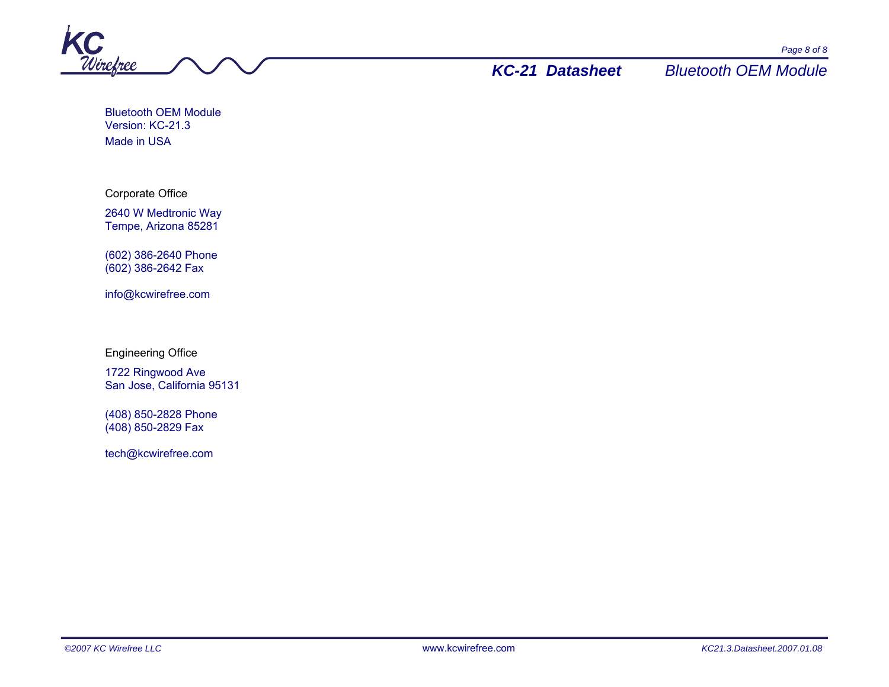Bluetooth OEM Module
Version: KC-21.3
Made in USA

Corporate Office

2640 W Medtronic Way
Tempe, Arizona 85281

(602) 386-2640 Phone
(602) 386-2642 Fax

info@kcwirefree.com

Engineering Office

1722 Ringwood Ave
San Jose, California 95131

(408) 850-2828 Phone
(408) 850-2829 Fax

tech@kcwirefree.com